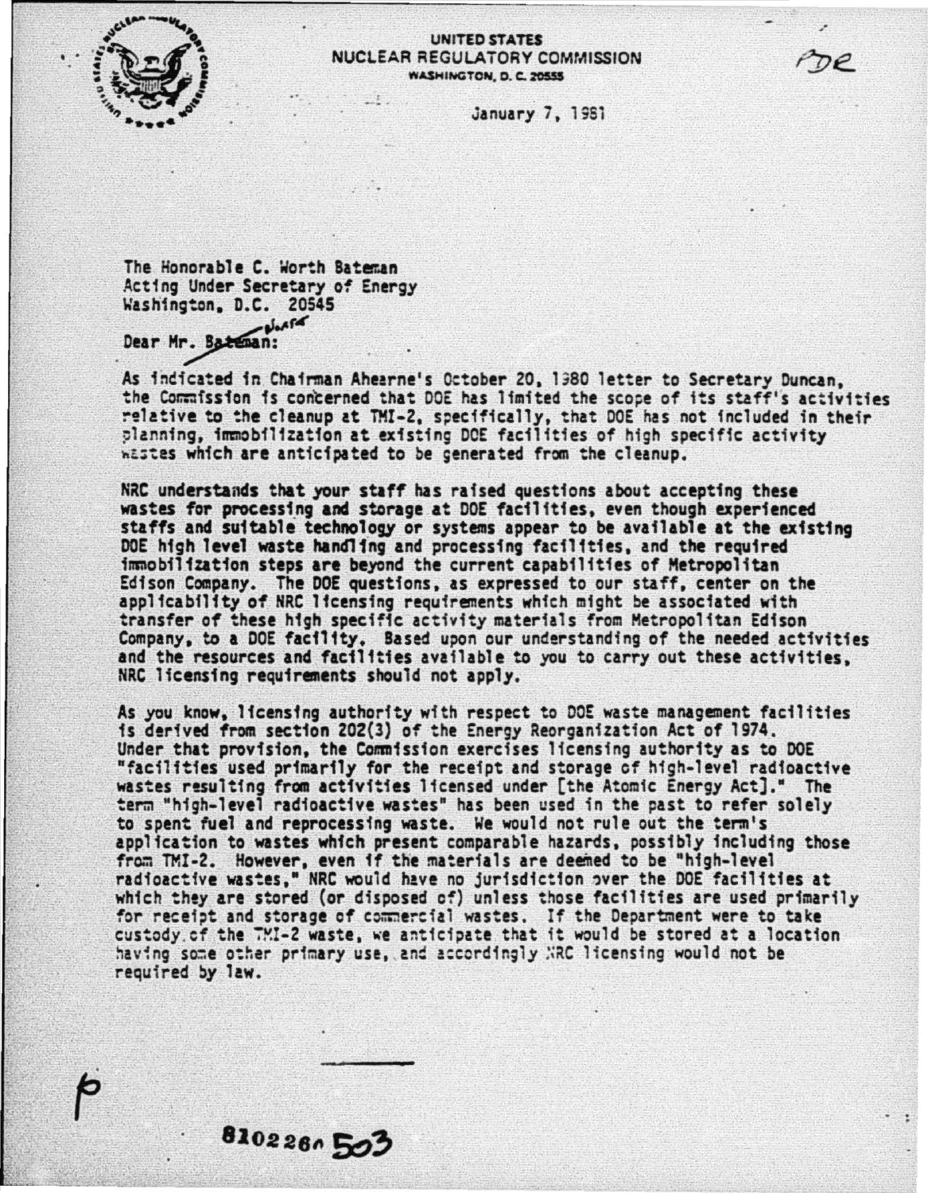UNITED STATES
NUCLEAR REGULATORY COMMISSION
WASHINGTON, D. C. 20555

PDR

January 7, 1981

The Honorable C. Worth Bateman
Acting Under Secretary of Energy
Washington, D.C. 20545

Dear Mr. Bateman:

As indicated in Chairman Ahearne's October 20, 1980 letter to Secretary Duncan, the Commission is concerned that DOE has limited the scope of its staff's activities relative to the cleanup at TMI-2, specifically, that DOE has not included in their planning, immobilization at existing DOE facilities of high specific activity wastes which are anticipated to be generated from the cleanup.

NRC understands that your staff has raised questions about accepting these wastes for processing and storage at DOE facilities, even though experienced staffs and suitable technology or systems appear to be available at the existing DOE high level waste handling and processing facilities, and the required immobilization steps are beyond the current capabilities of Metropolitan Edison Company. The DOE questions, as expressed to our staff, center on the applicability of NRC licensing requirements which might be associated with transfer of these high specific activity materials from Metropolitan Edison Company, to a DOE facility. Based upon our understanding of the needed activities and the resources and facilities available to you to carry out these activities, NRC licensing requirements should not apply.

As you know, licensing authority with respect to DOE waste management facilities is derived from section 202(3) of the Energy Reorganization Act of 1974. Under that provision, the Commission exercises licensing authority as to DOE "facilities used primarily for the receipt and storage of high-level radioactive wastes resulting from activities licensed under [the Atomic Energy Act]." The term "high-level radioactive wastes" has been used in the past to refer solely to spent fuel and reprocessing waste. We would not rule out the term's application to wastes which present comparable hazards, possibly including those from TMI-2. However, even if the materials are deemed to be "high-level radioactive wastes," NRC would have no jurisdiction over the DOE facilities at which they are stored (or disposed of) unless those facilities are used primarily for receipt and storage of commercial wastes. If the Department were to take custody of the TMI-2 waste, we anticipate that it would be stored at a location having some other primary use, and accordingly NRC licensing would not be required by law.

8102260503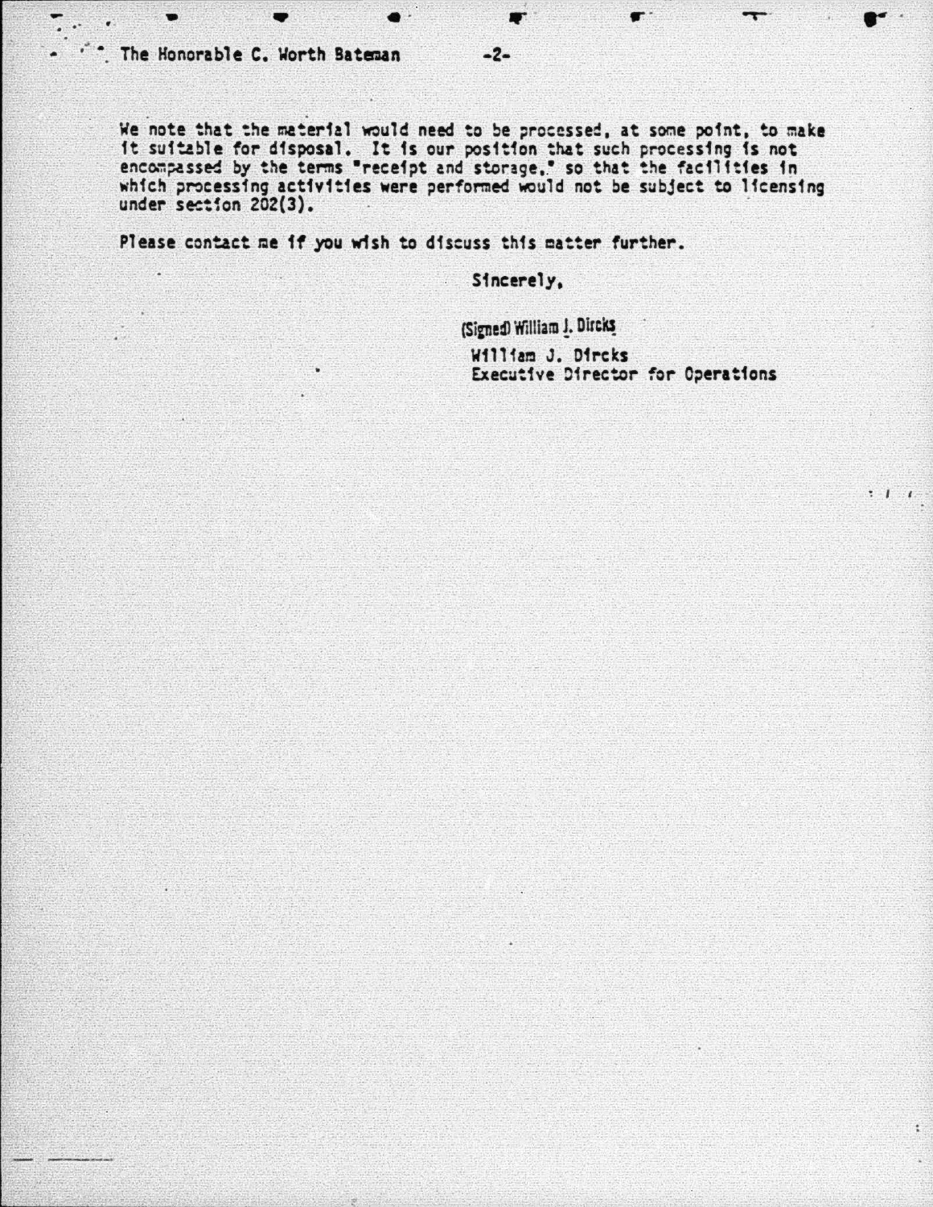We note that the material would need to be processed, at some point, to make it suitable for disposal. It is our position that such processing is not encompassed by the terms "receipt and storage," so that the facilities in which processing activities were performed would not be subject to licensing under section 202(3).

Please contact me if you wish to discuss this matter further.

Sincerely,

(Signed) William J. Dircks

William J. Dircks
Executive Director for Operations